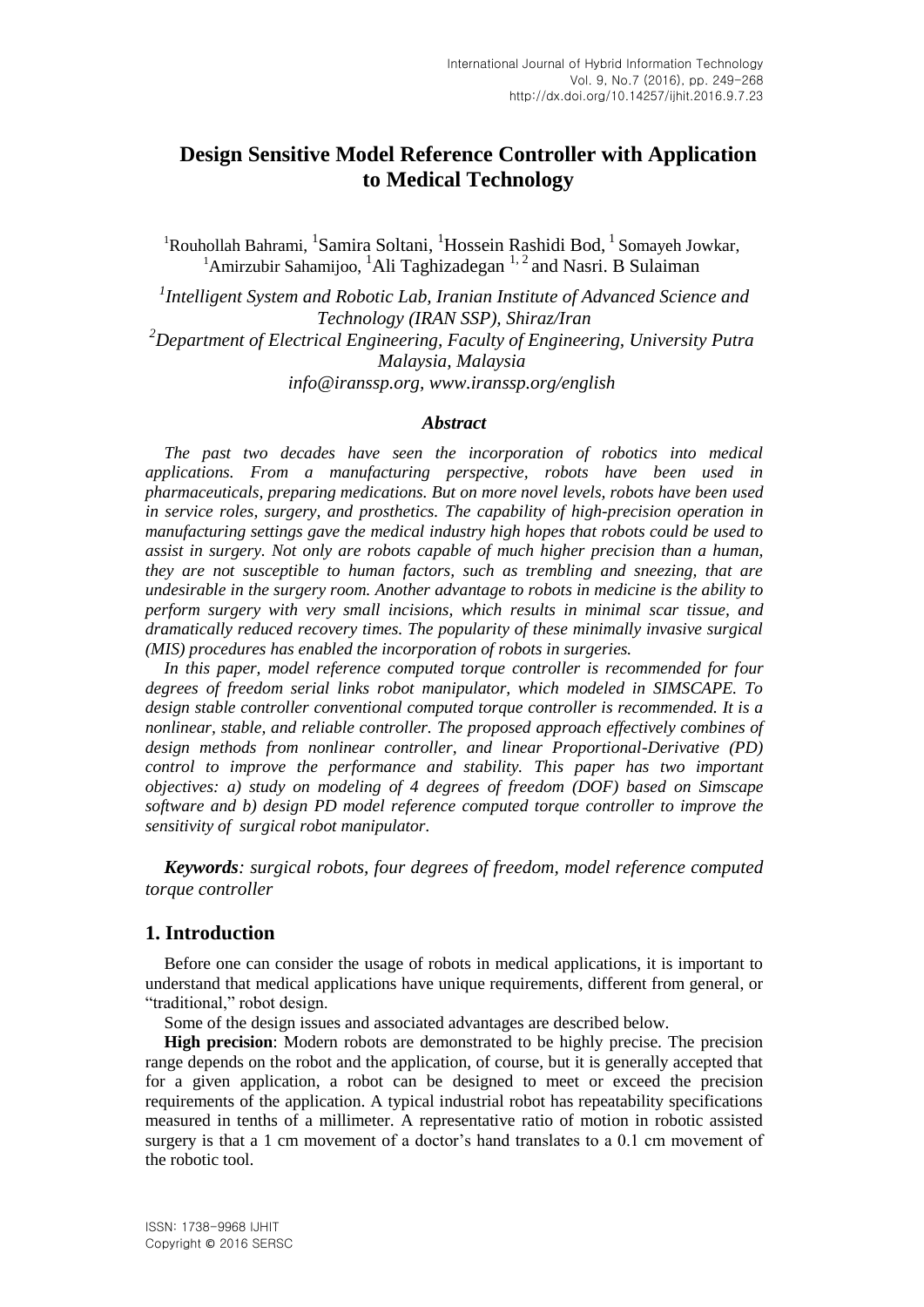# Design Sensitive Model Reference Controller with Application to Medical Technology

[1]Rouhollah Bahrami, [1]Samira Soltani, [1]Hossein Rashidi Bod, [1] Somayeh Jowkar, [1]Amirzubir Sahamijoo, [1]Ali Taghizadegan [1, 2] and Nasri. B Sulaiman

*[1]Intelligent System and Robotic Lab, Iranian Institute of Advanced Science and Technology (IRAN SSP), Shiraz/Iran*
*[2]Department of Electrical Engineering, Faculty of Engineering, University Putra Malaysia, Malaysia*
*info@iranssp.org, www.iranssp.org/english*

### Abstract

*The past two decades have seen the incorporation of robotics into medical applications. From a manufacturing perspective, robots have been used in pharmaceuticals, preparing medications. But on more novel levels, robots have been used in service roles, surgery, and prosthetics. The capability of high-precision operation in manufacturing settings gave the medical industry high hopes that robots could be used to assist in surgery. Not only are robots capable of much higher precision than a human, they are not susceptible to human factors, such as trembling and sneezing, that are undesirable in the surgery room. Another advantage to robots in medicine is the ability to perform surgery with very small incisions, which results in minimal scar tissue, and dramatically reduced recovery times. The popularity of these minimally invasive surgical (MIS) procedures has enabled the incorporation of robots in surgeries.*

*In this paper, model reference computed torque controller is recommended for four degrees of freedom serial links robot manipulator, which modeled in SIMSCAPE. To design stable controller conventional computed torque controller is recommended. It is a nonlinear, stable, and reliable controller. The proposed approach effectively combines of design methods from nonlinear controller, and linear Proportional-Derivative (PD) control to improve the performance and stability. This paper has two important objectives: a) study on modeling of 4 degrees of freedom (DOF) based on Simscape software and b) design PD model reference computed torque controller to improve the sensitivity of surgical robot manipulator.*

***Keywords**: surgical robots, four degrees of freedom, model reference computed torque controller*

## 1. Introduction

Before one can consider the usage of robots in medical applications, it is important to understand that medical applications have unique requirements, different from general, or "traditional," robot design.

Some of the design issues and associated advantages are described below.

**High precision**: Modern robots are demonstrated to be highly precise. The precision range depends on the robot and the application, of course, but it is generally accepted that for a given application, a robot can be designed to meet or exceed the precision requirements of the application. A typical industrial robot has repeatability specifications measured in tenths of a millimeter. A representative ratio of motion in robotic assisted surgery is that a 1 cm movement of a doctor's hand translates to a 0.1 cm movement of the robotic tool.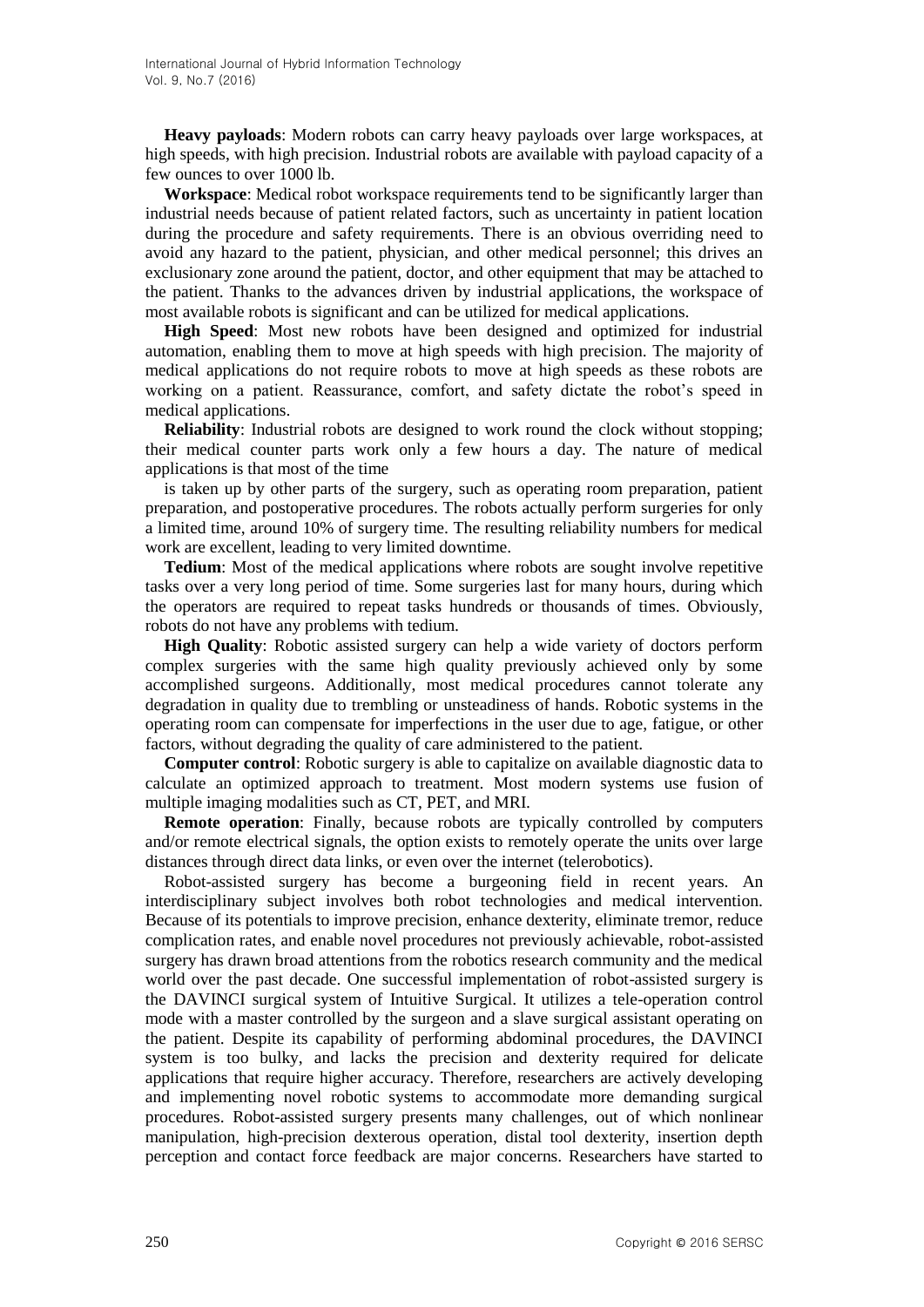**Heavy payloads**: Modern robots can carry heavy payloads over large workspaces, at high speeds, with high precision. Industrial robots are available with payload capacity of a few ounces to over 1000 lb.

**Workspace**: Medical robot workspace requirements tend to be significantly larger than industrial needs because of patient related factors, such as uncertainty in patient location during the procedure and safety requirements. There is an obvious overriding need to avoid any hazard to the patient, physician, and other medical personnel; this drives an exclusionary zone around the patient, doctor, and other equipment that may be attached to the patient. Thanks to the advances driven by industrial applications, the workspace of most available robots is significant and can be utilized for medical applications.

**High Speed**: Most new robots have been designed and optimized for industrial automation, enabling them to move at high speeds with high precision. The majority of medical applications do not require robots to move at high speeds as these robots are working on a patient. Reassurance, comfort, and safety dictate the robot's speed in medical applications.

**Reliability**: Industrial robots are designed to work round the clock without stopping; their medical counter parts work only a few hours a day. The nature of medical applications is that most of the time is taken up by other parts of the surgery, such as operating room preparation, patient preparation, and postoperative procedures. The robots actually perform surgeries for only a limited time, around 10% of surgery time. The resulting reliability numbers for medical work are excellent, leading to very limited downtime.

**Tedium**: Most of the medical applications where robots are sought involve repetitive tasks over a very long period of time. Some surgeries last for many hours, during which the operators are required to repeat tasks hundreds or thousands of times. Obviously, robots do not have any problems with tedium.

**High Quality**: Robotic assisted surgery can help a wide variety of doctors perform complex surgeries with the same high quality previously achieved only by some accomplished surgeons. Additionally, most medical procedures cannot tolerate any degradation in quality due to trembling or unsteadiness of hands. Robotic systems in the operating room can compensate for imperfections in the user due to age, fatigue, or other factors, without degrading the quality of care administered to the patient.

**Computer control**: Robotic surgery is able to capitalize on available diagnostic data to calculate an optimized approach to treatment. Most modern systems use fusion of multiple imaging modalities such as CT, PET, and MRI.

**Remote operation**: Finally, because robots are typically controlled by computers and/or remote electrical signals, the option exists to remotely operate the units over large distances through direct data links, or even over the internet (telerobotics).

Robot-assisted surgery has become a burgeoning field in recent years. An interdisciplinary subject involves both robot technologies and medical intervention. Because of its potentials to improve precision, enhance dexterity, eliminate tremor, reduce complication rates, and enable novel procedures not previously achievable, robot-assisted surgery has drawn broad attentions from the robotics research community and the medical world over the past decade. One successful implementation of robot-assisted surgery is the DAVINCI surgical system of Intuitive Surgical. It utilizes a tele-operation control mode with a master controlled by the surgeon and a slave surgical assistant operating on the patient. Despite its capability of performing abdominal procedures, the DAVINCI system is too bulky, and lacks the precision and dexterity required for delicate applications that require higher accuracy. Therefore, researchers are actively developing and implementing novel robotic systems to accommodate more demanding surgical procedures. Robot-assisted surgery presents many challenges, out of which nonlinear manipulation, high-precision dexterous operation, distal tool dexterity, insertion depth perception and contact force feedback are major concerns. Researchers have started to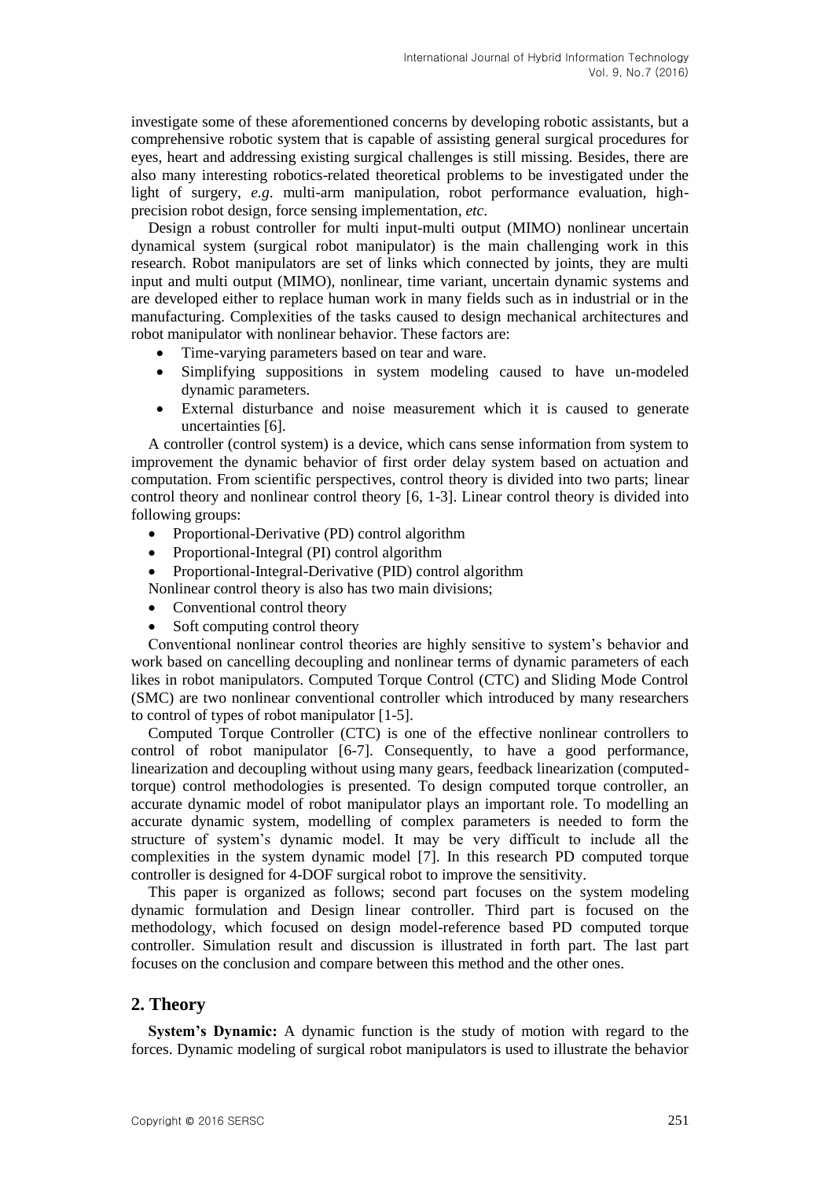investigate some of these aforementioned concerns by developing robotic assistants, but a comprehensive robotic system that is capable of assisting general surgical procedures for eyes, heart and addressing existing surgical challenges is still missing. Besides, there are also many interesting robotics-related theoretical problems to be investigated under the light of surgery, *e.g*. multi-arm manipulation, robot performance evaluation, high-precision robot design, force sensing implementation, *etc*.

Design a robust controller for multi input-multi output (MIMO) nonlinear uncertain dynamical system (surgical robot manipulator) is the main challenging work in this research. Robot manipulators are set of links which connected by joints, they are multi input and multi output (MIMO), nonlinear, time variant, uncertain dynamic systems and are developed either to replace human work in many fields such as in industrial or in the manufacturing. Complexities of the tasks caused to design mechanical architectures and robot manipulator with nonlinear behavior. These factors are:

- Time-varying parameters based on tear and ware.
- Simplifying suppositions in system modeling caused to have un-modeled dynamic parameters.
- External disturbance and noise measurement which it is caused to generate uncertainties [6].

A controller (control system) is a device, which cans sense information from system to improvement the dynamic behavior of first order delay system based on actuation and computation. From scientific perspectives, control theory is divided into two parts; linear control theory and nonlinear control theory [6, 1-3]. Linear control theory is divided into following groups:

- Proportional-Derivative (PD) control algorithm
- Proportional-Integral (PI) control algorithm
- Proportional-Integral-Derivative (PID) control algorithm

Nonlinear control theory is also has two main divisions;

- Conventional control theory
- Soft computing control theory

Conventional nonlinear control theories are highly sensitive to system's behavior and work based on cancelling decoupling and nonlinear terms of dynamic parameters of each likes in robot manipulators. Computed Torque Control (CTC) and Sliding Mode Control (SMC) are two nonlinear conventional controller which introduced by many researchers to control of types of robot manipulator [1-5].

Computed Torque Controller (CTC) is one of the effective nonlinear controllers to control of robot manipulator [6-7]. Consequently, to have a good performance, linearization and decoupling without using many gears, feedback linearization (computed-torque) control methodologies is presented. To design computed torque controller, an accurate dynamic model of robot manipulator plays an important role. To modelling an accurate dynamic system, modelling of complex parameters is needed to form the structure of system's dynamic model. It may be very difficult to include all the complexities in the system dynamic model [7]. In this research PD computed torque controller is designed for 4-DOF surgical robot to improve the sensitivity.

This paper is organized as follows; second part focuses on the system modeling dynamic formulation and Design linear controller. Third part is focused on the methodology, which focused on design model-reference based PD computed torque controller. Simulation result and discussion is illustrated in forth part. The last part focuses on the conclusion and compare between this method and the other ones.

## 2. Theory

**System's Dynamic:** A dynamic function is the study of motion with regard to the forces. Dynamic modeling of surgical robot manipulators is used to illustrate the behavior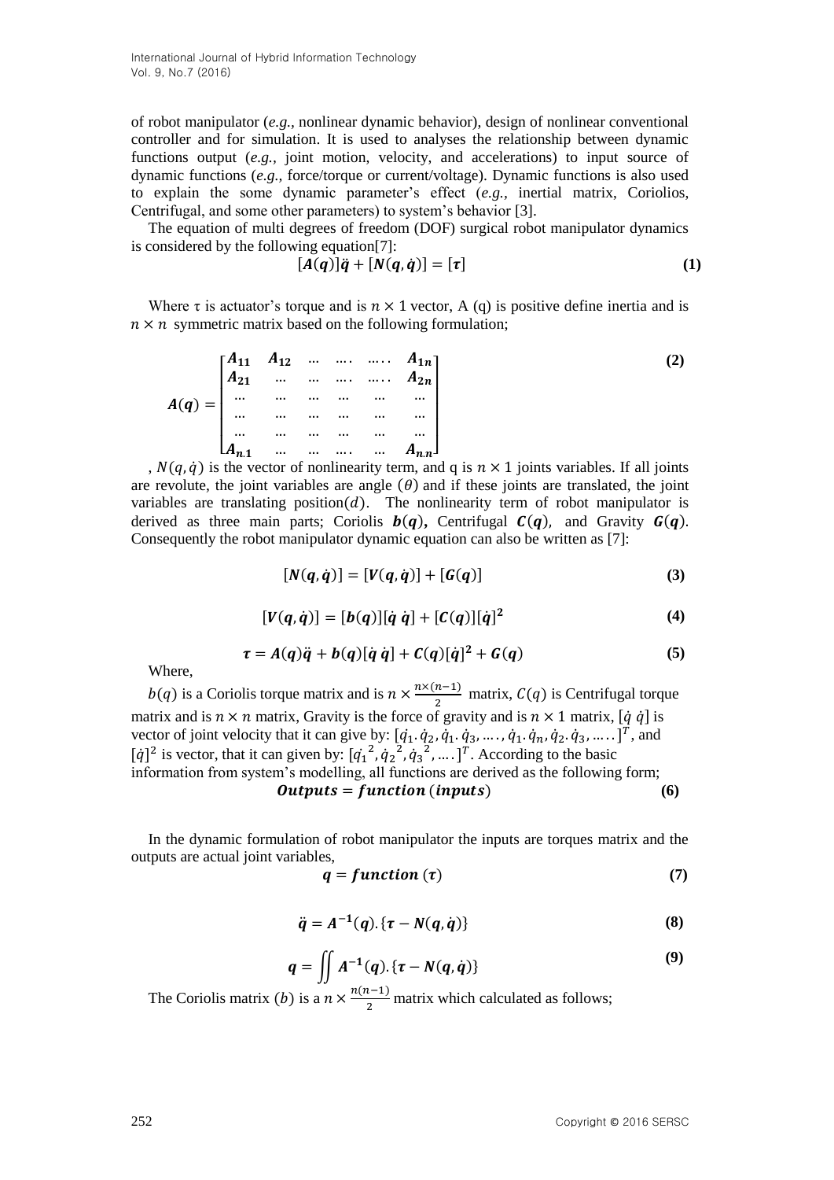of robot manipulator (*e.g.,* nonlinear dynamic behavior), design of nonlinear conventional controller and for simulation. It is used to analyses the relationship between dynamic functions output (*e.g.,* joint motion, velocity, and accelerations) to input source of dynamic functions (*e.g.,* force/torque or current/voltage). Dynamic functions is also used to explain the some dynamic parameter's effect (*e.g.,* inertial matrix, Coriolios, Centrifugal, and some other parameters) to system's behavior [3].

The equation of multi degrees of freedom (DOF) surgical robot manipulator dynamics is considered by the following equation[7]:

$$[\boldsymbol{A}(\boldsymbol{q})]\ddot{\boldsymbol{q}} + [\boldsymbol{N}(\boldsymbol{q}, \dot{\boldsymbol{q}})] = [\boldsymbol{\tau}] \tag{1}$$

Where $\tau$ is actuator's torque and is $n \times 1$ vector, A (q) is positive define inertia and is $n \times n$ symmetric matrix based on the following formulation;

$$\boldsymbol{A}(\boldsymbol{q}) = \begin{bmatrix} \boldsymbol{A_{11}} & \boldsymbol{A_{12}} & \dots & \dots. & \dots.. & \boldsymbol{A_{1n}} \\ \boldsymbol{A_{21}} & \dots & \dots & \dots. & \dots.. & \boldsymbol{A_{2n}} \\ \dots & \dots & \dots & \dots & \dots & \dots \\ \dots & \dots & \dots & \dots & \dots & \dots \\ \dots & \dots & \dots & \dots & \dots & \dots \\ \boldsymbol{A_{n.1}} & \dots & \dots & \dots. & \dots & \boldsymbol{A_{n.n}} \end{bmatrix} \tag{2}$$

, $N(q, \dot{q})$ is the vector of nonlinearity term, and q is $n \times 1$ joints variables. If all joints are revolute, the joint variables are angle $(\theta)$ and if these joints are translated, the joint variables are translating position$(d)$. The nonlinearity term of robot manipulator is derived as three main parts; Coriolis $\boldsymbol{b(q)}$, Centrifugal $\boldsymbol{C(q)}$, and Gravity $\boldsymbol{G(q)}$. Consequently the robot manipulator dynamic equation can also be written as [7]:

$$[\boldsymbol{N}(\boldsymbol{q}, \dot{\boldsymbol{q}})] = [\boldsymbol{V}(\boldsymbol{q}, \dot{\boldsymbol{q}})] + [\boldsymbol{G}(\boldsymbol{q})] \tag{3}$$

$$[\boldsymbol{V}(\boldsymbol{q}, \dot{\boldsymbol{q}})] = [\boldsymbol{b}(\boldsymbol{q})][\dot{\boldsymbol{q}}\ \dot{\boldsymbol{q}}] + [\boldsymbol{C}(\boldsymbol{q})][\dot{\boldsymbol{q}}]^{\boldsymbol{2}} \tag{4}$$

$$\boldsymbol{\tau} = \boldsymbol{A}(\boldsymbol{q})\ddot{\boldsymbol{q}} + \boldsymbol{b}(\boldsymbol{q})[\dot{\boldsymbol{q}}\ \dot{\boldsymbol{q}}] + \boldsymbol{C}(\boldsymbol{q})[\dot{\boldsymbol{q}}]^{\boldsymbol{2}} + \boldsymbol{G}(\boldsymbol{q}) \tag{5}$$

Where,

$b(q)$ is a Coriolis torque matrix and is $n \times \frac{n\times(n-1)}{2}$ matrix, $C(q)$ is Centrifugal torque matrix and is $n \times n$ matrix, Gravity is the force of gravity and is $n \times 1$ matrix, $[\dot{q}\ \dot{q}]$ is vector of joint velocity that it can give by: $[\dot{q}_1.\dot{q}_2, \dot{q}_1.\dot{q}_3, \dots., \dot{q}_1.\dot{q}_n, \dot{q}_2.\dot{q}_3, \dots..]^T$, and $[\dot{q}]^2$ is vector, that it can given by: $[\dot{q_1}^2, \dot{q_2}^2, \dot{q_3}^2, \dots.]^T$. According to the basic information from system's modelling, all functions are derived as the following form;

$$\boldsymbol{Outputs = function\ (inputs)} \tag{6}$$

In the dynamic formulation of robot manipulator the inputs are torques matrix and the outputs are actual joint variables,

$$\boldsymbol{q = function\ (\tau)} \tag{7}$$

$$\ddot{\boldsymbol{q}} = \boldsymbol{A^{-1}}(\boldsymbol{q}).\{\boldsymbol{\tau} - \boldsymbol{N}(\boldsymbol{q}, \dot{\boldsymbol{q}})\} \tag{8}$$

$$\boldsymbol{q} = \iint \boldsymbol{A^{-1}}(\boldsymbol{q}).\{\boldsymbol{\tau} - \boldsymbol{N}(\boldsymbol{q}, \dot{\boldsymbol{q}})\} \tag{9}$$

The Coriolis matrix $(b)$ is a $n \times \frac{n(n-1)}{2}$ matrix which calculated as follows;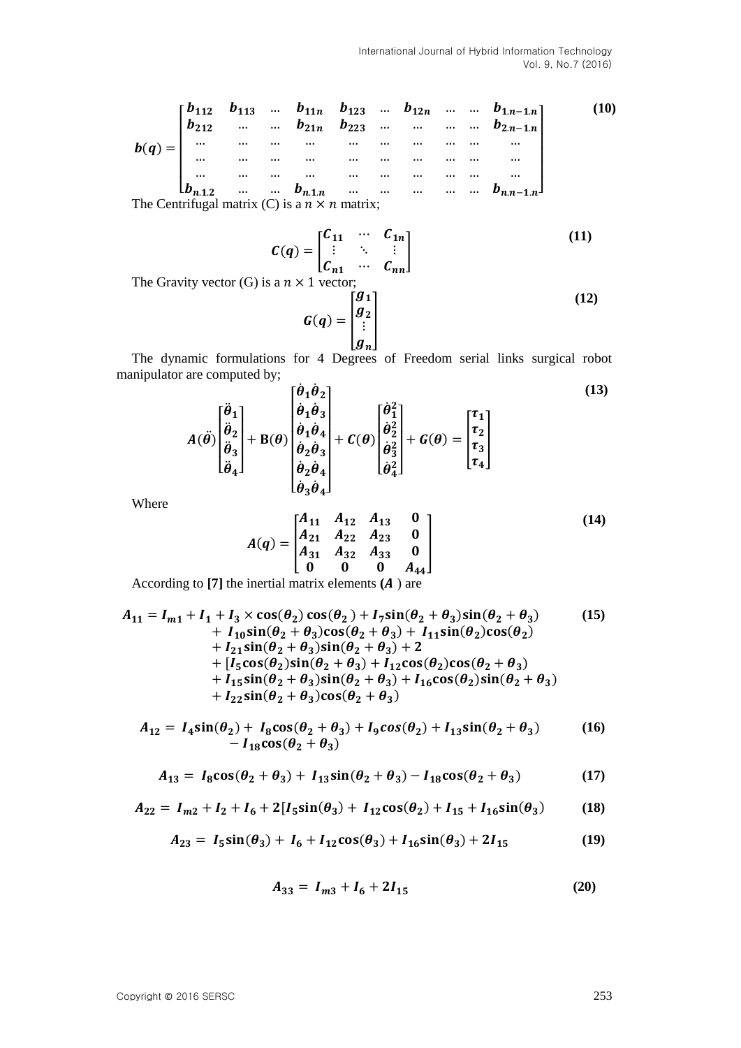$$
b(q) = \begin{bmatrix} b_{112} & b_{113} & \dots & b_{11n} & b_{123} & \dots & b_{12n} & \dots & \dots & b_{1.n-1.n} \\ b_{212} & \dots & \dots & b_{21n} & b_{223} & \dots & \dots & \dots & \dots & b_{2.n-1.n} \\ \dots & \dots & \dots & \dots & \dots & \dots & \dots & \dots & \dots & \dots \\ \dots & \dots & \dots & \dots & \dots & \dots & \dots & \dots & \dots & \dots \\ \dots & \dots & \dots & \dots & \dots & \dots & \dots & \dots & \dots & \dots \\ b_{n.1.2} & \dots & \dots & b_{n.1.n} & \dots & \dots & \dots & \dots & \dots & b_{n.n-1.n} \end{bmatrix} \quad (10)
$$

The Centrifugal matrix (C) is a $n \times n$ matrix;

$$
C(q) = \begin{bmatrix} C_{11} & \cdots & C_{1n} \\ \vdots & \ddots & \vdots \\ C_{n1} & \cdots & C_{nn} \end{bmatrix} \quad (11)
$$

The Gravity vector (G) is a $n \times 1$ vector;

$$
G(q) = \begin{bmatrix} g_1 \\ g_2 \\ \vdots \\ g_n \end{bmatrix} \quad (12)
$$

The dynamic formulations for 4 Degrees of Freedom serial links surgical robot manipulator are computed by;

$$
A(\ddot{\theta}) \begin{bmatrix} \ddot{\theta}_1 \\ \ddot{\theta}_2 \\ \ddot{\theta}_3 \\ \ddot{\theta}_4 \end{bmatrix} + \mathrm{B}(\theta) \begin{bmatrix} \dot{\theta}_1 \dot{\theta}_2 \\ \dot{\theta}_1 \dot{\theta}_3 \\ \dot{\theta}_1 \dot{\theta}_4 \\ \dot{\theta}_2 \dot{\theta}_3 \\ \dot{\theta}_2 \dot{\theta}_4 \\ \dot{\theta}_3 \dot{\theta}_4 \end{bmatrix} + C(\theta) \begin{bmatrix} \dot{\theta}_1^2 \\ \dot{\theta}_2^2 \\ \dot{\theta}_3^2 \\ \dot{\theta}_4^2 \end{bmatrix} + G(\theta) = \begin{bmatrix} \tau_1 \\ \tau_2 \\ \tau_3 \\ \tau_4 \end{bmatrix} \quad (13)
$$

Where

$$
A(q) = \begin{bmatrix} A_{11} & A_{12} & A_{13} & 0 \\ A_{21} & A_{22} & A_{23} & 0 \\ A_{31} & A_{32} & A_{33} & 0 \\ 0 & 0 & 0 & A_{44} \end{bmatrix} \quad (14)
$$

According to **[7]** the inertial matrix elements **($A$ )** are

$$
\begin{aligned}
A_{11} = {} & I_{m1} + I_1 + I_3 \times \cos(\theta_2)\cos(\theta_2) + I_7 \sin(\theta_2+\theta_3)\sin(\theta_2+\theta_3) \\
& + I_{10}\sin(\theta_2+\theta_3)\cos(\theta_2+\theta_3) + I_{11}\sin(\theta_2)\cos(\theta_2) \\
& + I_{21}\sin(\theta_2+\theta_3)\sin(\theta_2+\theta_3) + 2 \\
& + [I_5\cos(\theta_2)\sin(\theta_2+\theta_3) + I_{12}\cos(\theta_2)\cos(\theta_2+\theta_3) \\
& + I_{15}\sin(\theta_2+\theta_3)\sin(\theta_2+\theta_3) + I_{16}\cos(\theta_2)\sin(\theta_2+\theta_3) \\
& + I_{22}\sin(\theta_2+\theta_3)\cos(\theta_2+\theta_3)
\end{aligned} \quad (15)
$$

$$
\begin{aligned}
A_{12} = {} & I_4\sin(\theta_2) + I_8\cos(\theta_2+\theta_3) + I_9\cos(\theta_2) + I_{13}\sin(\theta_2+\theta_3) \\
& - I_{18}\cos(\theta_2+\theta_3)
\end{aligned} \quad (16)
$$

$$
A_{13} = I_8\cos(\theta_2+\theta_3) + I_{13}\sin(\theta_2+\theta_3) - I_{18}\cos(\theta_2+\theta_3) \quad (17)
$$

$$
A_{22} = I_{m2} + I_2 + I_6 + 2[I_5\sin(\theta_3) + I_{12}\cos(\theta_2) + I_{15} + I_{16}\sin(\theta_3) \quad (18)
$$

$$
A_{23} = I_5\sin(\theta_3) + I_6 + I_{12}\cos(\theta_3) + I_{16}\sin(\theta_3) + 2I_{15} \quad (19)
$$

$$
A_{33} = I_{m3} + I_6 + 2I_{15} \quad (20)
$$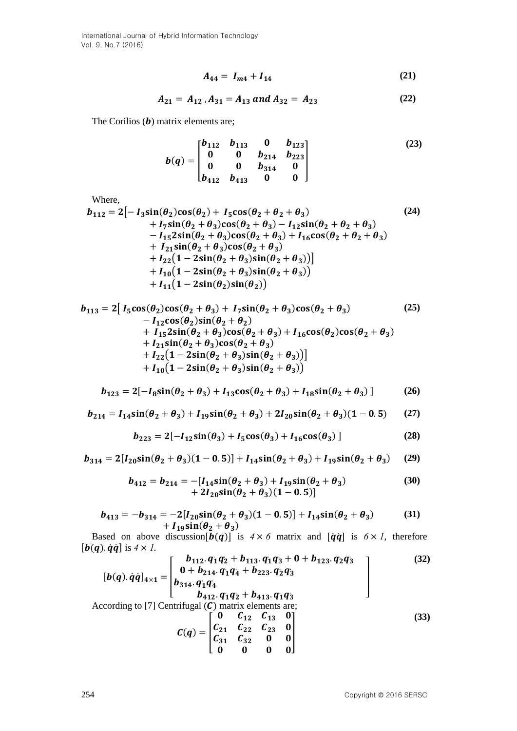$$A_{44} = I_{m4} + I_{14} \tag{21}$$

$$A_{21} = A_{12}, A_{31} = A_{13} \; and \; A_{32} = A_{23} \tag{22}$$

The Corilios ($\boldsymbol{b}$) matrix elements are;

$$\boldsymbol{b}(\boldsymbol{q}) = \begin{bmatrix} b_{112} & b_{113} & 0 & b_{123} \\ 0 & 0 & b_{214} & b_{223} \\ 0 & 0 & b_{314} & 0 \\ b_{412} & b_{413} & 0 & 0 \end{bmatrix} \tag{23}$$

Where,

$$\begin{aligned} b_{112} = 2\big[&- I_3\sin(\theta_2)\cos(\theta_2) + I_5\cos(\theta_2 + \theta_2 + \theta_3) \\ &+ I_7\sin(\theta_2 + \theta_3)\cos(\theta_2 + \theta_3) - I_{12}\sin(\theta_2 + \theta_2 + \theta_3) \\ &- I_{15}2\sin(\theta_2 + \theta_3)\cos(\theta_2 + \theta_3) + I_{16}\cos(\theta_2 + \theta_2 + \theta_3) \\ &+ I_{21}\sin(\theta_2 + \theta_3)\cos(\theta_2 + \theta_3) \\ &+ I_{22}\big(1 - 2\sin(\theta_2 + \theta_3)\sin(\theta_2 + \theta_3)\big)\big] \\ &+ I_{10}\big(1 - 2\sin(\theta_2 + \theta_3)\sin(\theta_2 + \theta_3)\big) \\ &+ I_{11}\big(1 - 2\sin(\theta_2)\sin(\theta_2)\big) \end{aligned} \tag{24}$$

$$\begin{aligned} b_{113} = 2\big[& I_5\cos(\theta_2)\cos(\theta_2 + \theta_3) + I_7\sin(\theta_2 + \theta_3)\cos(\theta_2 + \theta_3) \\ &- I_{12}\cos(\theta_2)\sin(\theta_2 + \theta_2) \\ &+ I_{15}2\sin(\theta_2 + \theta_3)\cos(\theta_2 + \theta_3) + I_{16}\cos(\theta_2)\cos(\theta_2 + \theta_3) \\ &+ I_{21}\sin(\theta_2 + \theta_3)\cos(\theta_2 + \theta_3) \\ &+ I_{22}\big(1 - 2\sin(\theta_2 + \theta_3)\sin(\theta_2 + \theta_3)\big)\big] \\ &+ I_{10}\big(1 - 2\sin(\theta_2 + \theta_3)\sin(\theta_2 + \theta_3)\big) \end{aligned} \tag{25}$$

$$b_{123} = 2[-I_8\sin(\theta_2 + \theta_3) + I_{13}\cos(\theta_2 + \theta_3) + I_{18}\sin(\theta_2 + \theta_3)\,] \tag{26}$$

$$b_{214} = I_{14}\sin(\theta_2 + \theta_3) + I_{19}\sin(\theta_2 + \theta_3) + 2I_{20}\sin(\theta_2 + \theta_3)(1 - 0.5) \tag{27}$$

$$b_{223} = 2[-I_{12}\sin(\theta_3) + I_5\cos(\theta_3) + I_{16}\cos(\theta_3)\,] \tag{28}$$

$$b_{314} = 2[I_{20}\sin(\theta_2 + \theta_3)(1 - 0.5)] + I_{14}\sin(\theta_2 + \theta_3) + I_{19}\sin(\theta_2 + \theta_3) \tag{29}$$

$$\begin{aligned} b_{412} = b_{214} = -[& I_{14}\sin(\theta_2 + \theta_3) + I_{19}\sin(\theta_2 + \theta_3) \\ &+ 2I_{20}\sin(\theta_2 + \theta_3)(1 - 0.5)] \end{aligned} \tag{30}$$

$$\begin{aligned} b_{413} = -b_{314} = -2[I_{20}\sin(\theta_2 + \theta_3)(1 - 0.5)] + I_{14}\sin(\theta_2 + \theta_3) \\ + I_{19}\sin(\theta_2 + \theta_3) \end{aligned} \tag{31}$$

Based on above discussion$[\boldsymbol{b}(\boldsymbol{q})]$ is $4 \times 6$ matrix and $[\dot{\boldsymbol{q}}\dot{\boldsymbol{q}}]$ is $6 \times 1$, therefore $[\boldsymbol{b}(\boldsymbol{q}).\dot{\boldsymbol{q}}\dot{\boldsymbol{q}}]$ is $4 \times 1$.

$$[\boldsymbol{b}(\boldsymbol{q}).\dot{\boldsymbol{q}}\dot{\boldsymbol{q}}]_{4\times1} = \begin{bmatrix} b_{112}.\dot{q_1}\dot{q_2} + b_{113}.\dot{q_1}\dot{q_3} + 0 + b_{123}.\dot{q_2}\dot{q_3} \\ 0 + b_{214}.\dot{q_1}\dot{q_4} + b_{223}.\dot{q_2}\dot{q_3} \\ b_{314}.\dot{q_1}\dot{q_4} \\ b_{412}.\dot{q_1}\dot{q_2} + b_{413}.\dot{q_1}\dot{q_3} \end{bmatrix} \tag{32}$$

According to [7] Centrifugal ($\boldsymbol{C}$) matrix elements are;

$$\boldsymbol{C}(\boldsymbol{q}) = \begin{bmatrix} 0 & C_{12} & C_{13} & 0 \\ C_{21} & C_{22} & C_{23} & 0 \\ C_{31} & C_{32} & 0 & 0 \\ 0 & 0 & 0 & 0 \end{bmatrix} \tag{33}$$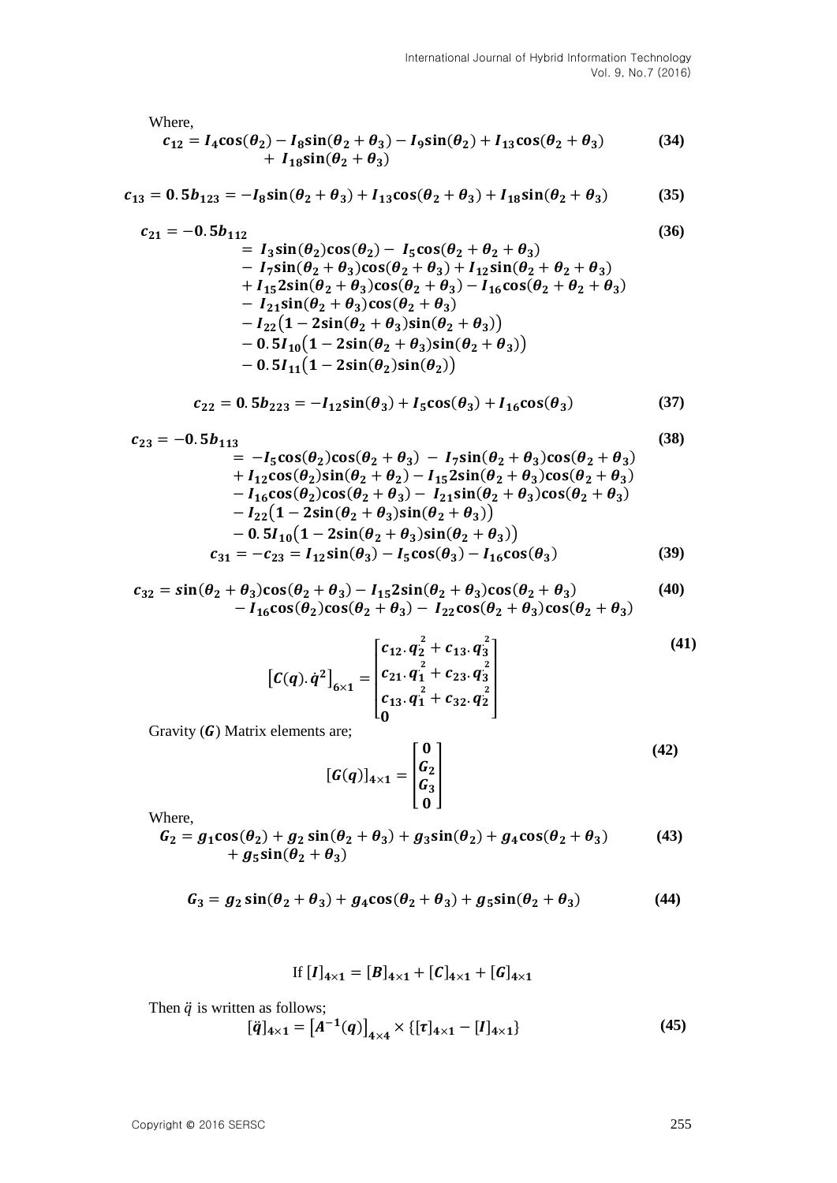Where,

$$c_{12} = I_4\cos(\theta_2) - I_8\sin(\theta_2+\theta_3) - I_9\sin(\theta_2) + I_{13}\cos(\theta_2+\theta_3) + I_{18}\sin(\theta_2+\theta_3) \tag{34}$$

$$c_{13} = 0.5b_{123} = -I_8\sin(\theta_2+\theta_3) + I_{13}\cos(\theta_2+\theta_3) + I_{18}\sin(\theta_2+\theta_3) \tag{35}$$

$$\begin{aligned} c_{21} = -0.5b_{112} &= I_3\sin(\theta_2)\cos(\theta_2) - I_5\cos(\theta_2+\theta_2+\theta_3) \\ &- I_7\sin(\theta_2+\theta_3)\cos(\theta_2+\theta_3) + I_{12}\sin(\theta_2+\theta_2+\theta_3) \\ &+ I_{15}2\sin(\theta_2+\theta_3)\cos(\theta_2+\theta_3) - I_{16}\cos(\theta_2+\theta_2+\theta_3) \\ &- I_{21}\sin(\theta_2+\theta_3)\cos(\theta_2+\theta_3) \\ &- I_{22}\big(1-2\sin(\theta_2+\theta_3)\sin(\theta_2+\theta_3)\big) \\ &- 0.5I_{10}\big(1-2\sin(\theta_2+\theta_3)\sin(\theta_2+\theta_3)\big) \\ &- 0.5I_{11}\big(1-2\sin(\theta_2)\sin(\theta_2)\big) \end{aligned} \tag{36}$$

$$c_{22} = 0.5b_{223} = -I_{12}\sin(\theta_3) + I_5\cos(\theta_3) + I_{16}\cos(\theta_3) \tag{37}$$

$$\begin{aligned} c_{23} = -0.5b_{113} &= -I_5\cos(\theta_2)\cos(\theta_2+\theta_3) - I_7\sin(\theta_2+\theta_3)\cos(\theta_2+\theta_3) \\ &+ I_{12}\cos(\theta_2)\sin(\theta_2+\theta_2) - I_{15}2\sin(\theta_2+\theta_3)\cos(\theta_2+\theta_3) \\ &- I_{16}\cos(\theta_2)\cos(\theta_2+\theta_3) - I_{21}\sin(\theta_2+\theta_3)\cos(\theta_2+\theta_3) \\ &- I_{22}\big(1-2\sin(\theta_2+\theta_3)\sin(\theta_2+\theta_3)\big) \\ &- 0.5I_{10}\big(1-2\sin(\theta_2+\theta_3)\sin(\theta_2+\theta_3)\big) \end{aligned} \tag{38}$$

$$c_{31} = -c_{23} = I_{12}\sin(\theta_3) - I_5\cos(\theta_3) - I_{16}\cos(\theta_3) \tag{39}$$

$$\begin{aligned} c_{32} = s\sin(\theta_2+\theta_3)\cos(\theta_2+\theta_3) - I_{15}2\sin(\theta_2+\theta_3)\cos(\theta_2+\theta_3) \\ - I_{16}\cos(\theta_2)\cos(\theta_2+\theta_3) - I_{22}\cos(\theta_2+\theta_3)\cos(\theta_2+\theta_3) \end{aligned} \tag{40}$$

$$\left[C(q).\dot{q}^2\right]_{6\times1} = \begin{bmatrix} c_{12}.\dot{q}_2^2 + c_{13}.\dot{q}_3^2 \\ c_{21}.\dot{q}_1^2 + c_{23}.\dot{q}_3^2 \\ c_{13}.\dot{q}_1^2 + c_{32}.\dot{q}_2^2 \\ 0 \end{bmatrix} \tag{41}$$

Gravity ($G$) Matrix elements are;

$$[G(q)]_{4\times1} = \begin{bmatrix} 0 \\ G_2 \\ G_3 \\ 0 \end{bmatrix} \tag{42}$$

Where,

$$G_2 = g_1\cos(\theta_2) + g_2\sin(\theta_2+\theta_3) + g_3\sin(\theta_2) + g_4\cos(\theta_2+\theta_3) + g_5\sin(\theta_2+\theta_3) \tag{43}$$

$$G_3 = g_2\sin(\theta_2+\theta_3) + g_4\cos(\theta_2+\theta_3) + g_5\sin(\theta_2+\theta_3) \tag{44}$$

If $[I]_{4\times1} = [B]_{4\times1} + [C]_{4\times1} + [G]_{4\times1}$

Then $\ddot{q}$ is written as follows;

$$[\ddot{q}]_{4\times1} = \left[A^{-1}(q)\right]_{4\times4} \times \{[\tau]_{4\times1} - [I]_{4\times1}\} \tag{45}$$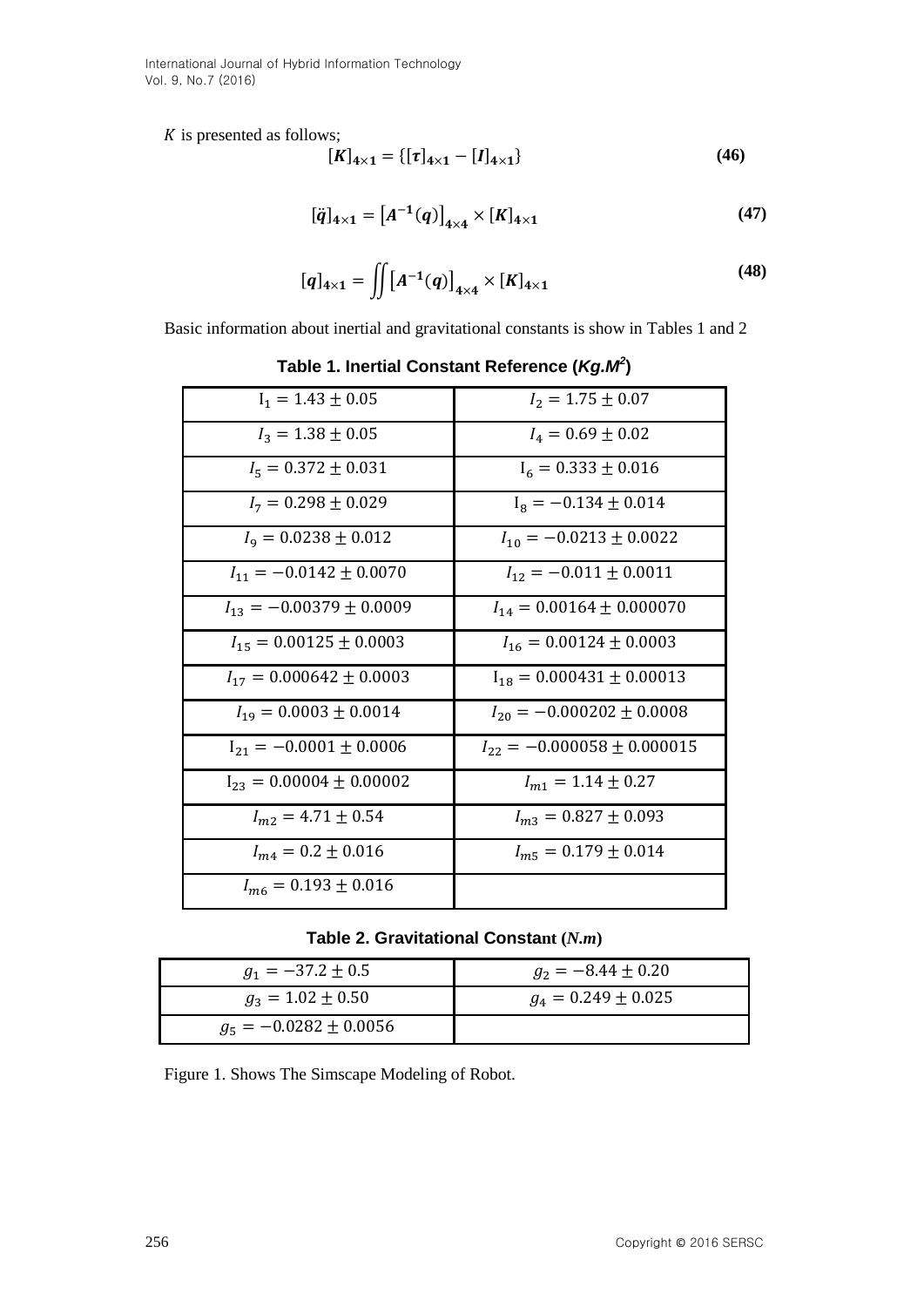$K$ is presented as follows;

$$[\boldsymbol{K}]_{4\times1} = \{[\boldsymbol{\tau}]_{4\times1} - [\boldsymbol{I}]_{4\times1}\} \tag{46}$$

$$[\ddot{\boldsymbol{q}}]_{4\times1} = [\boldsymbol{A^{-1}}(\boldsymbol{q})]_{4\times4} \times [\boldsymbol{K}]_{4\times1} \tag{47}$$

$$[\boldsymbol{q}]_{4\times1} = \iint [\boldsymbol{A^{-1}}(\boldsymbol{q})]_{4\times4} \times [\boldsymbol{K}]_{4\times1} \tag{48}$$

Basic information about inertial and gravitational constants is show in Tables 1 and 2

**Table 1. Inertial Constant Reference (*Kg.M²*)**

| | |
|---|---|
| $I_1 = 1.43 \pm 0.05$ | $I_2 = 1.75 \pm 0.07$ |
| $I_3 = 1.38 \pm 0.05$ | $I_4 = 0.69 \pm 0.02$ |
| $I_5 = 0.372 \pm 0.031$ | $I_6 = 0.333 \pm 0.016$ |
| $I_7 = 0.298 \pm 0.029$ | $I_8 = -0.134 \pm 0.014$ |
| $I_9 = 0.0238 \pm 0.012$ | $I_{10} = -0.0213 \pm 0.0022$ |
| $I_{11} = -0.0142 \pm 0.0070$ | $I_{12} = -0.011 \pm 0.0011$ |
| $I_{13} = -0.00379 \pm 0.0009$ | $I_{14} = 0.00164 \pm 0.000070$ |
| $I_{15} = 0.00125 \pm 0.0003$ | $I_{16} = 0.00124 \pm 0.0003$ |
| $I_{17} = 0.000642 \pm 0.0003$ | $I_{18} = 0.000431 \pm 0.00013$ |
| $I_{19} = 0.0003 \pm 0.0014$ | $I_{20} = -0.000202 \pm 0.0008$ |
| $I_{21} = -0.0001 \pm 0.0006$ | $I_{22} = -0.000058 \pm 0.000015$ |
| $I_{23} = 0.00004 \pm 0.00002$ | $I_{m1} = 1.14 \pm 0.27$ |
| $I_{m2} = 4.71 \pm 0.54$ | $I_{m3} = 0.827 \pm 0.093$ |
| $I_{m4} = 0.2 \pm 0.016$ | $I_{m5} = 0.179 \pm 0.014$ |
| $I_{m6} = 0.193 \pm 0.016$ | |

**Table 2. Gravitational Constant (*N.m*)**

| | |
|---|---|
| $g_1 = -37.2 \pm 0.5$ | $g_2 = -8.44 \pm 0.20$ |
| $g_3 = 1.02 \pm 0.50$ | $g_4 = 0.249 \pm 0.025$ |
| $g_5 = -0.0282 \pm 0.0056$ | |

Figure 1. Shows The Simscape Modeling of Robot.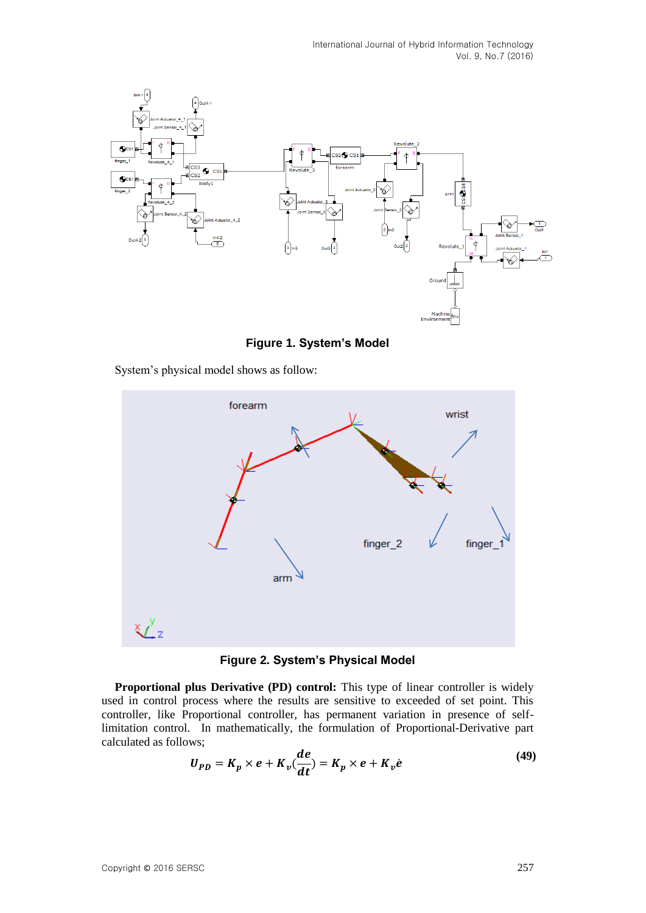**Figure 1. System's Model**

System's physical model shows as follow:

**Figure 2. System's Physical Model**

**Proportional plus Derivative (PD) control:** This type of linear controller is widely used in control process where the results are sensitive to exceeded of set point. This controller, like Proportional controller, has permanent variation in presence of self-limitation control. In mathematically, the formulation of Proportional-Derivative part calculated as follows;

$$U_{PD} = K_p \times e + K_v\left(\frac{de}{dt}\right) = K_p \times e + K_v \dot{e} \tag{49}$$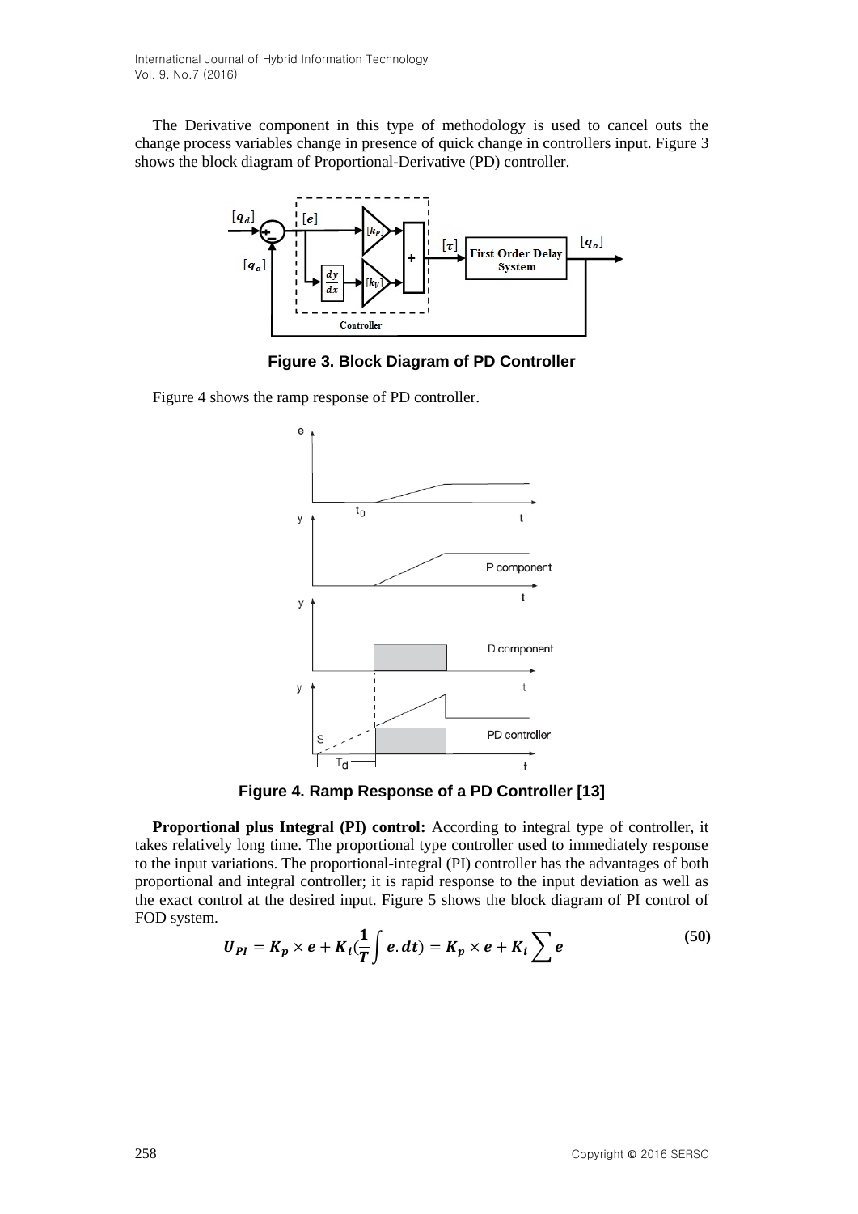The Derivative component in this type of methodology is used to cancel outs the change process variables change in presence of quick change in controllers input. Figure 3 shows the block diagram of Proportional-Derivative (PD) controller.

$[q_d]$
$[e]$
$[k_P]$
$[\tau]$
First Order Delay System
$[q_a]$
$[q_a]$
$\frac{dy}{dx}$
$[k_D]$
+
Controller

**Figure 3. Block Diagram of PD Controller**

Figure 4 shows the ramp response of PD controller.

e
$t_0$
t
y
P component
t
y
D component
t
y
S
PD controller
$T_d$
t

**Figure 4. Ramp Response of a PD Controller [13]**

**Proportional plus Integral (PI) control:** According to integral type of controller, it takes relatively long time. The proportional type controller used to immediately response to the input variations. The proportional-integral (PI) controller has the advantages of both proportional and integral controller; it is rapid response to the input deviation as well as the exact control at the desired input. Figure 5 shows the block diagram of PI control of FOD system.

$$U_{PI} = K_p \times e + K_i(\frac{1}{T}\int e.dt) = K_p \times e + K_i \sum e \tag{50}$$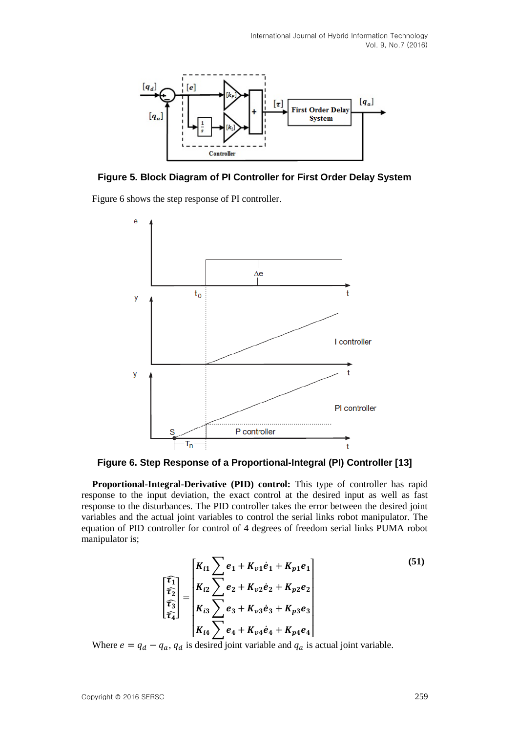$[q_d]$

$[e]$

$[k_p]$

$[\tau]$

First Order Delay System

$[q_a]$

$[q_a]$

$\frac{1}{s}$

$[k_i]$

+

Controller

**Figure 5. Block Diagram of PI Controller for First Order Delay System**

Figure 6 shows the step response of PI controller.

e

Δe

y

$t_0$

t

I controller

y

t

PI controller

S

P controller

$T_n$

t

**Figure 6. Step Response of a Proportional-Integral (PI) Controller [13]**

**Proportional-Integral-Derivative (PID) control:** This type of controller has rapid response to the input deviation, the exact control at the desired input as well as fast response to the disturbances. The PID controller takes the error between the desired joint variables and the actual joint variables to control the serial links robot manipulator. The equation of PID controller for control of 4 degrees of freedom serial links PUMA robot manipulator is;

$$\begin{bmatrix} \widehat{\tau_1} \\ \widehat{\tau_2} \\ \widehat{\tau_3} \\ \widehat{\tau_4} \end{bmatrix} = \begin{bmatrix} K_{i1} \sum e_1 + K_{v1}\dot{e}_1 + K_{p1}e_1 \\ K_{i2} \sum e_2 + K_{v2}\dot{e}_2 + K_{p2}e_2 \\ K_{i3} \sum e_3 + K_{v3}\dot{e}_3 + K_{p3}e_3 \\ K_{i4} \sum e_4 + K_{v4}\dot{e}_4 + K_{p4}e_4 \end{bmatrix} \quad (51)$$

Where $e = q_d - q_a$, $q_d$ is desired joint variable and $q_a$ is actual joint variable.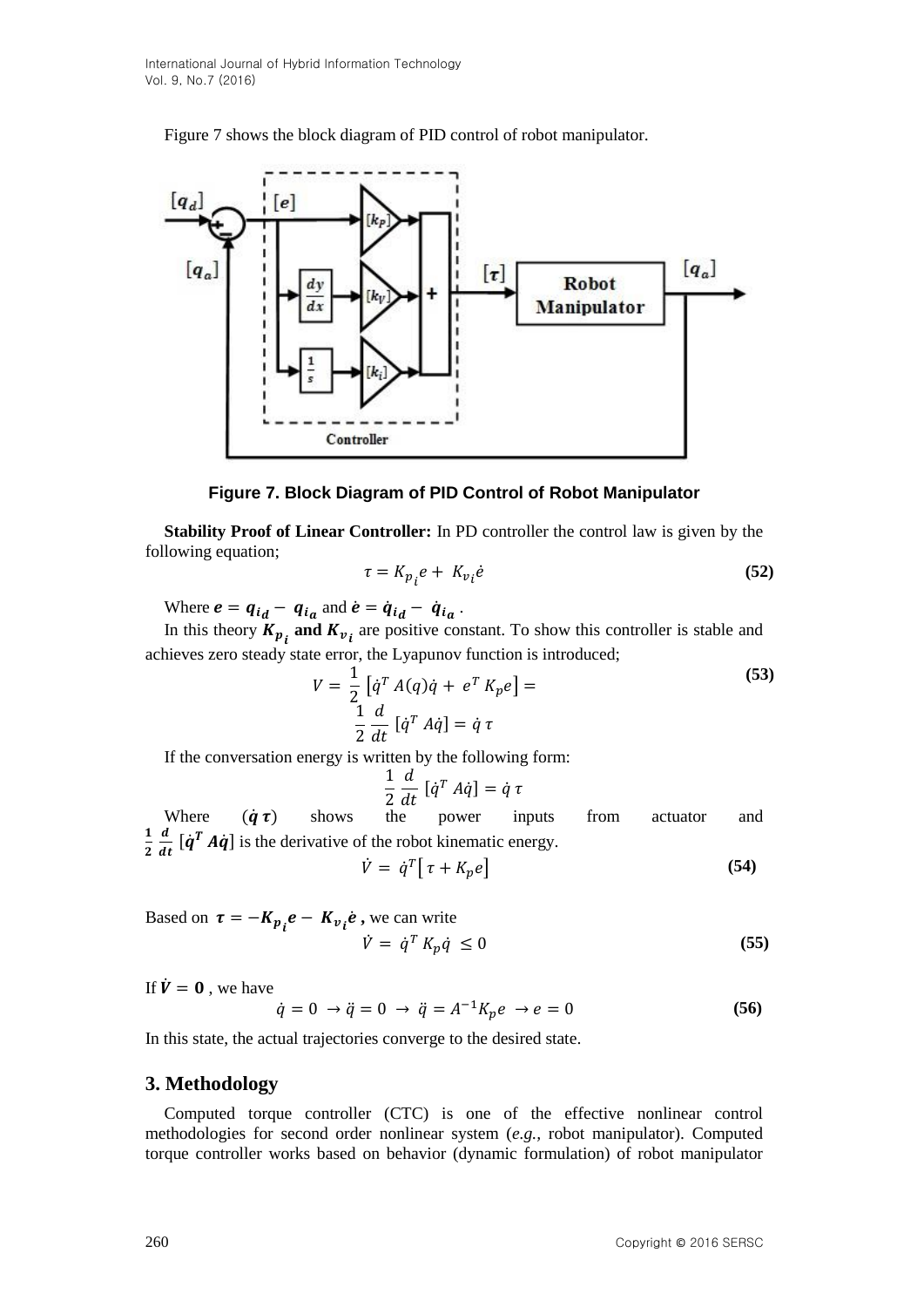Figure 7 shows the block diagram of PID control of robot manipulator.

$[q_d]$

$[e]$

$[k_P]$

$\frac{dy}{dx}$

$[k_V]$

$\frac{1}{s}$

$[k_i]$

$[q_a]$

$[\tau]$

Robot Manipulator

$[q_a]$

Controller

**Figure 7. Block Diagram of PID Control of Robot Manipulator**

**Stability Proof of Linear Controller:** In PD controller the control law is given by the following equation;

$$\tau = K_{p_i} e + K_{v_i} \dot{e} \tag{52}$$

Where $\boldsymbol{e} = \boldsymbol{q}_{i_d} - \boldsymbol{q}_{i_a}$ and $\dot{\boldsymbol{e}} = \dot{\boldsymbol{q}}_{i_d} - \dot{\boldsymbol{q}}_{i_a}$ .

In this theory $\boldsymbol{K}_{p_i}$ **and** $\boldsymbol{K}_{v_i}$ are positive constant. To show this controller is stable and achieves zero steady state error, the Lyapunov function is introduced;

$$V = \frac{1}{2}\left[\dot{q}^T A(q)\dot{q} + e^T K_p e\right] = \frac{1}{2}\frac{d}{dt}\left[\dot{q}^T A\dot{q}\right] = \dot{q}\,\tau \tag{53}$$

If the conversation energy is written by the following form:

$$\frac{1}{2}\frac{d}{dt}\left[\dot{q}^T A\dot{q}\right] = \dot{q}\,\tau$$

Where $(\dot{\boldsymbol{q}}\,\boldsymbol{\tau})$ shows the power inputs from actuator and $\frac{\boldsymbol{1}}{\boldsymbol{2}}\frac{\boldsymbol{d}}{\boldsymbol{dt}}\left[\dot{\boldsymbol{q}}^{\boldsymbol{T}} \boldsymbol{A}\dot{\boldsymbol{q}}\right]$ is the derivative of the robot kinematic energy.

$$\dot{V} = \dot{q}^T\left[\tau + K_p e\right] \tag{54}$$

Based on $\boldsymbol{\tau} = -\boldsymbol{K}_{p_i}\boldsymbol{e} - \boldsymbol{K}_{v_i}\dot{\boldsymbol{e}}$ **,** we can write

$$\dot{V} = \dot{q}^T K_p \dot{q} \leq 0 \tag{55}$$

If $\dot{\boldsymbol{V}} = \boldsymbol{0}$ , we have

$$\dot{q} = 0 \rightarrow \ddot{q} = 0 \rightarrow \ddot{q} = A^{-1}K_p e \rightarrow e = 0 \tag{56}$$

In this state, the actual trajectories converge to the desired state.

## 3. Methodology

Computed torque controller (CTC) is one of the effective nonlinear control methodologies for second order nonlinear system (*e.g.*, robot manipulator). Computed torque controller works based on behavior (dynamic formulation) of robot manipulator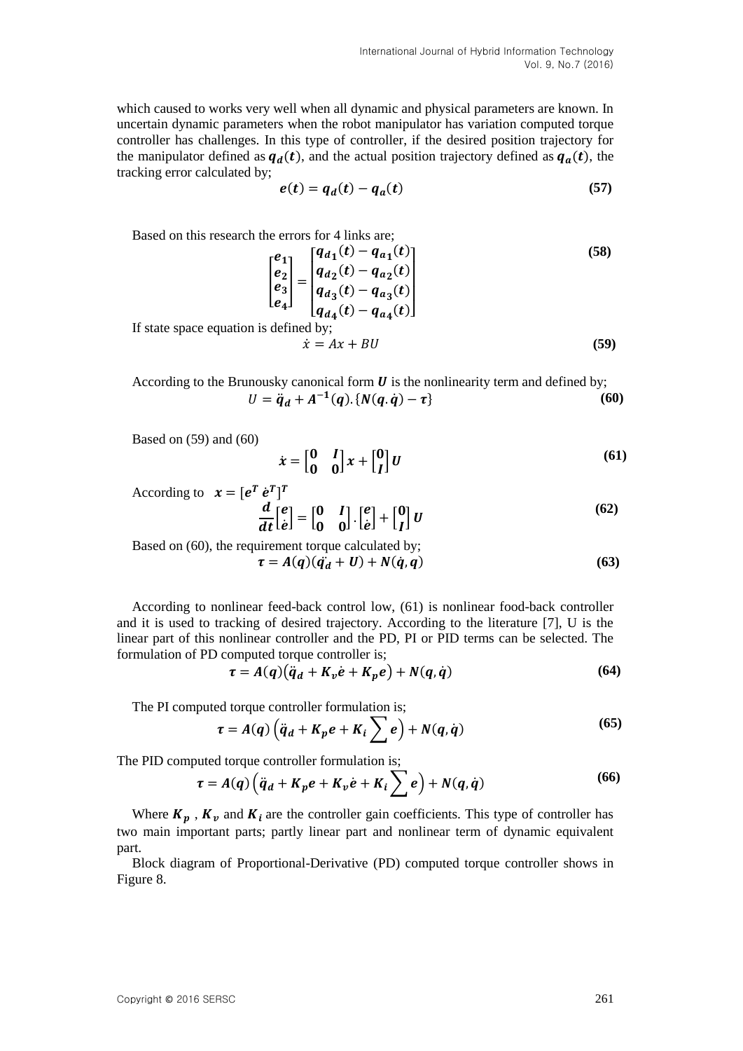which caused to works very well when all dynamic and physical parameters are known. In uncertain dynamic parameters when the robot manipulator has variation computed torque controller has challenges. In this type of controller, if the desired position trajectory for the manipulator defined as $\boldsymbol{q_d(t)}$, and the actual position trajectory defined as $\boldsymbol{q_a(t)}$, the tracking error calculated by;

$$\boldsymbol{e(t) = q_d(t) - q_a(t)} \tag{57}$$

Based on this research the errors for 4 links are;

$$\begin{bmatrix} e_1 \\ e_2 \\ e_3 \\ e_4 \end{bmatrix} = \begin{bmatrix} q_{d_1}(t) - q_{a_1}(t) \\ q_{d_2}(t) - q_{a_2}(t) \\ q_{d_3}(t) - q_{a_3}(t) \\ q_{d_4}(t) - q_{a_4}(t) \end{bmatrix} \tag{58}$$

If state space equation is defined by;

$$\dot{x} = Ax + BU \tag{59}$$

According to the Brunousky canonical form $\boldsymbol{U}$ is the nonlinearity term and defined by;

$$U = \ddot{\boldsymbol{q}}_d + \boldsymbol{A^{-1}(q)}.\{\boldsymbol{N(q.\dot{q}) - \tau}\} \tag{60}$$

Based on (59) and (60)

$$\dot{\boldsymbol{x}} = \begin{bmatrix} \boldsymbol{0} & \boldsymbol{I} \\ \boldsymbol{0} & \boldsymbol{0} \end{bmatrix} x + \begin{bmatrix} \boldsymbol{0} \\ \boldsymbol{I} \end{bmatrix} \boldsymbol{U} \tag{61}$$

According to $\boldsymbol{x = [e^T \ \dot{e}^T]^T}$

$$\frac{\boldsymbol{d}}{\boldsymbol{dt}} \begin{bmatrix} \boldsymbol{e} \\ \dot{\boldsymbol{e}} \end{bmatrix} = \begin{bmatrix} \boldsymbol{0} & \boldsymbol{I} \\ \boldsymbol{0} & \boldsymbol{0} \end{bmatrix} . \begin{bmatrix} \boldsymbol{e} \\ \dot{\boldsymbol{e}} \end{bmatrix} + \begin{bmatrix} \boldsymbol{0} \\ \boldsymbol{I} \end{bmatrix} \boldsymbol{U} \tag{62}$$

Based on (60), the requirement torque calculated by;

$$\boldsymbol{\tau = A(q)(\ddot{q}_d + U) + N(\dot{q}, q)} \tag{63}$$

According to nonlinear feed-back control low, (61) is nonlinear food-back controller and it is used to tracking of desired trajectory. According to the literature [7], U is the linear part of this nonlinear controller and the PD, PI or PID terms can be selected. The formulation of PD computed torque controller is;

$$\boldsymbol{\tau = A(q)\left(\ddot{q}_d + K_v\dot{e} + K_p e\right) + N(q, \dot{q})} \tag{64}$$

The PI computed torque controller formulation is;

$$\boldsymbol{\tau = A(q)\left(\ddot{q}_d + K_p e + K_i \sum e\right) + N(q, \dot{q})} \tag{65}$$

The PID computed torque controller formulation is;

$$\boldsymbol{\tau = A(q)\left(\ddot{q}_d + K_p e + K_v\dot{e} + K_i \sum e\right) + N(q, \dot{q})} \tag{66}$$

Where $\boldsymbol{K_p}$ , $\boldsymbol{K_v}$ and $\boldsymbol{K_i}$ are the controller gain coefficients. This type of controller has two main important parts; partly linear part and nonlinear term of dynamic equivalent part.

Block diagram of Proportional-Derivative (PD) computed torque controller shows in Figure 8.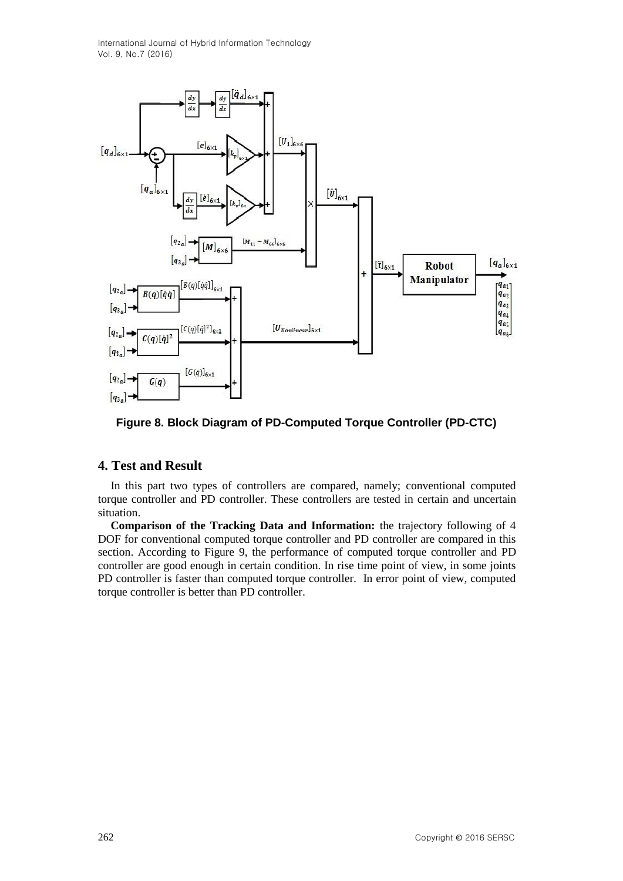**Figure 8. Block Diagram of PD-Computed Torque Controller (PD-CTC)**

## 4. Test and Result

In this part two types of controllers are compared, namely; conventional computed torque controller and PD controller. These controllers are tested in certain and uncertain situation.

**Comparison of the Tracking Data and Information:** the trajectory following of 4 DOF for conventional computed torque controller and PD controller are compared in this section. According to Figure 9, the performance of computed torque controller and PD controller are good enough in certain condition. In rise time point of view, in some joints PD controller is faster than computed torque controller. In error point of view, computed torque controller is better than PD controller.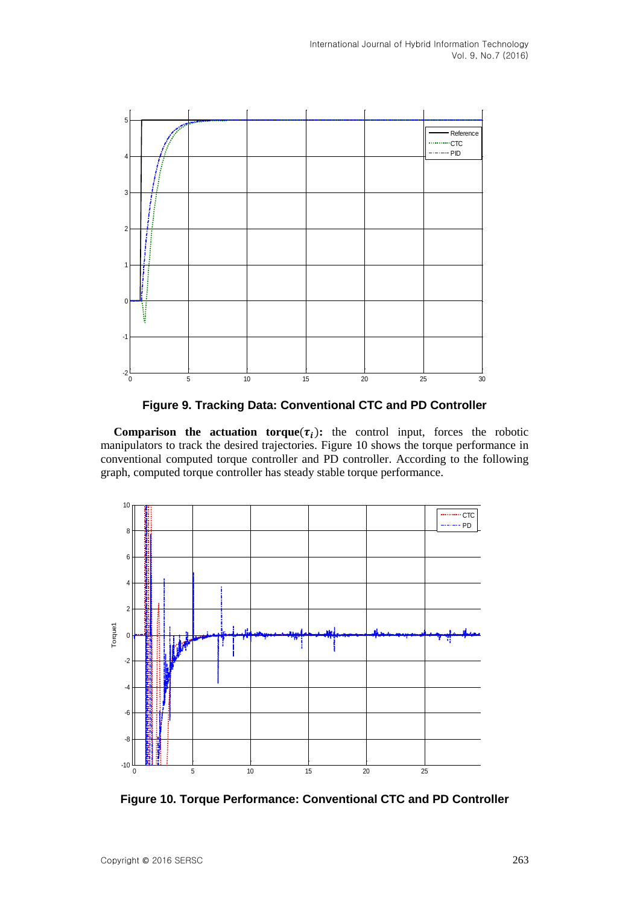5
4
3
2
1
0
-1
-2
0 5 10 15 20 25 30

Reference
CTC
PID

**Figure 9. Tracking Data: Conventional CTC and PD Controller**

**Comparison the actuation torque($\tau_i$):** the control input, forces the robotic manipulators to track the desired trajectories. Figure 10 shows the torque performance in conventional computed torque controller and PD controller. According to the following graph, computed torque controller has steady stable torque performance.

Torque1
10
8
6
4
2
0
-2
-4
-6
-8
-10
0 5 10 15 20 25

CTC
PD

**Figure 10. Torque Performance: Conventional CTC and PD Controller**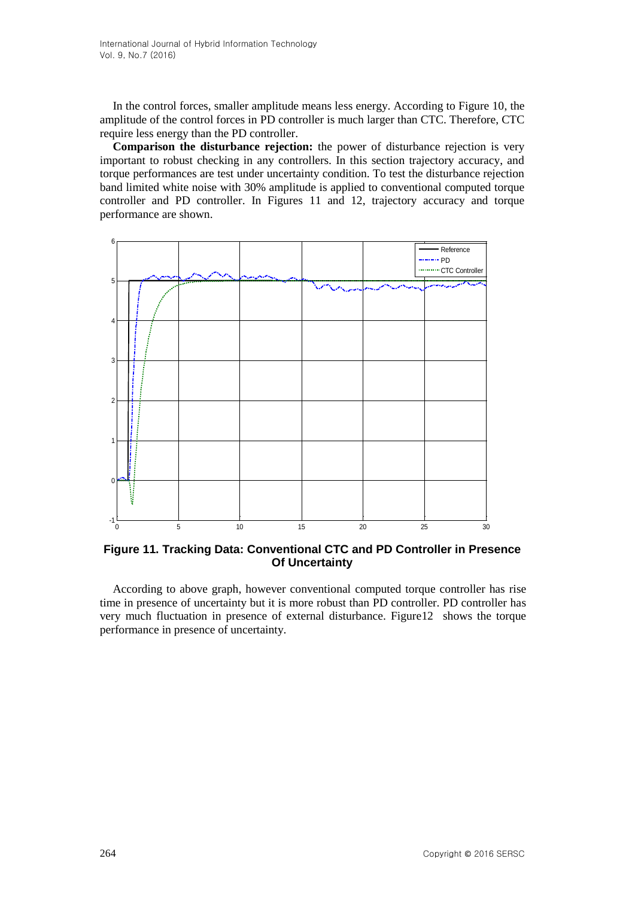In the control forces, smaller amplitude means less energy. According to Figure 10, the amplitude of the control forces in PD controller is much larger than CTC. Therefore, CTC require less energy than the PD controller.

**Comparison the disturbance rejection:** the power of disturbance rejection is very important to robust checking in any controllers. In this section trajectory accuracy, and torque performances are test under uncertainty condition. To test the disturbance rejection band limited white noise with 30% amplitude is applied to conventional computed torque controller and PD controller. In Figures 11 and 12, trajectory accuracy and torque performance are shown.

**Figure 11. Tracking Data: Conventional CTC and PD Controller in Presence Of Uncertainty**

According to above graph, however conventional computed torque controller has rise time in presence of uncertainty but it is more robust than PD controller. PD controller has very much fluctuation in presence of external disturbance. Figure12 shows the torque performance in presence of uncertainty.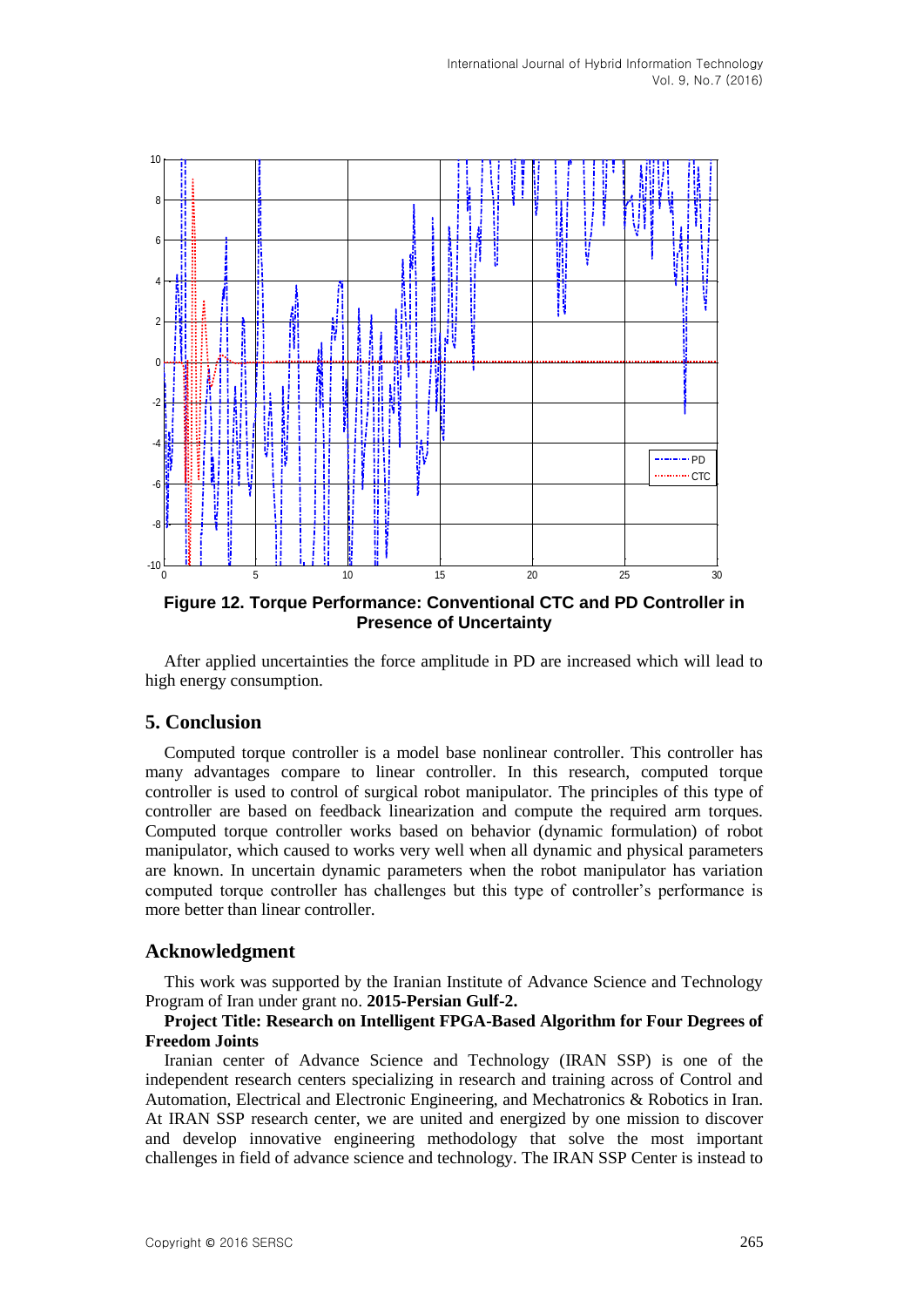10
8
6
4
2
0
-2
-4
-6
-8
-10
0 5 10 15 20 25 30

PD
CTC

**Figure 12. Torque Performance: Conventional CTC and PD Controller in Presence of Uncertainty**

After applied uncertainties the force amplitude in PD are increased which will lead to high energy consumption.

## 5. Conclusion

Computed torque controller is a model base nonlinear controller. This controller has many advantages compare to linear controller. In this research, computed torque controller is used to control of surgical robot manipulator. The principles of this type of controller are based on feedback linearization and compute the required arm torques. Computed torque controller works based on behavior (dynamic formulation) of robot manipulator, which caused to works very well when all dynamic and physical parameters are known. In uncertain dynamic parameters when the robot manipulator has variation computed torque controller has challenges but this type of controller's performance is more better than linear controller.

## Acknowledgment

This work was supported by the Iranian Institute of Advance Science and Technology Program of Iran under grant no. **2015-Persian Gulf-2.**

**Project Title: Research on Intelligent FPGA-Based Algorithm for Four Degrees of Freedom Joints**

Iranian center of Advance Science and Technology (IRAN SSP) is one of the independent research centers specializing in research and training across of Control and Automation, Electrical and Electronic Engineering, and Mechatronics & Robotics in Iran. At IRAN SSP research center, we are united and energized by one mission to discover and develop innovative engineering methodology that solve the most important challenges in field of advance science and technology. The IRAN SSP Center is instead to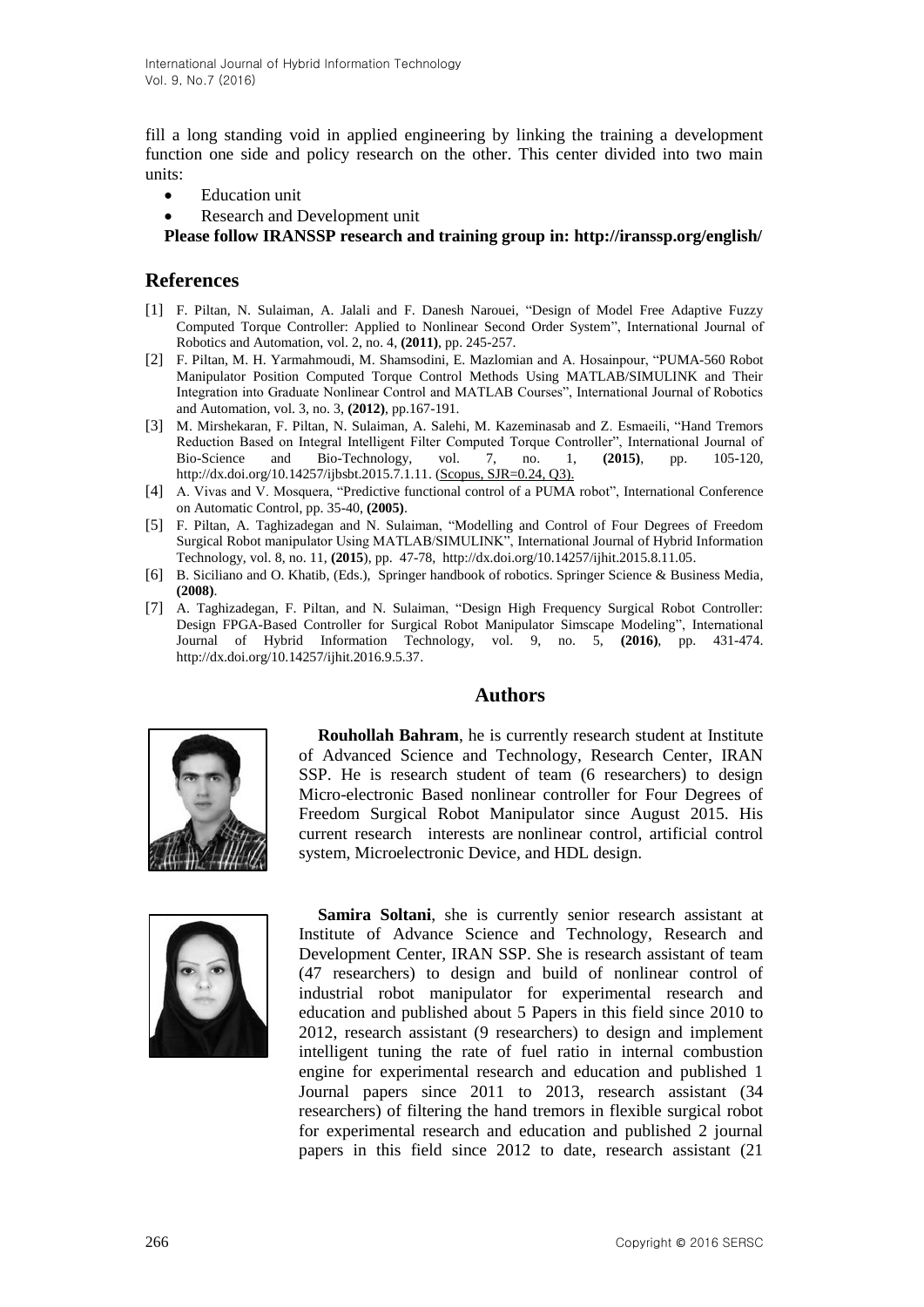fill a long standing void in applied engineering by linking the training a development function one side and policy research on the other. This center divided into two main units:

- Education unit
- Research and Development unit

**Please follow IRANSSP research and training group in: http://iranssp.org/english/**

## References

[1] F. Piltan, N. Sulaiman, A. Jalali and F. Danesh Narouei, "Design of Model Free Adaptive Fuzzy Computed Torque Controller: Applied to Nonlinear Second Order System", International Journal of Robotics and Automation, vol. 2, no. 4, **(2011)**, pp. 245-257.

[2] F. Piltan, M. H. Yarmahmoudi, M. Shamsodini, E. Mazlomian and A. Hosainpour, "PUMA-560 Robot Manipulator Position Computed Torque Control Methods Using MATLAB/SIMULINK and Their Integration into Graduate Nonlinear Control and MATLAB Courses", International Journal of Robotics and Automation, vol. 3, no. 3, **(2012)**, pp.167-191.

[3] M. Mirshekaran, F. Piltan, N. Sulaiman, A. Salehi, M. Kazeminasab and Z. Esmaeili, "Hand Tremors Reduction Based on Integral Intelligent Filter Computed Torque Controller", International Journal of Bio-Science and Bio-Technology, vol. 7, no. 1, **(2015)**, pp. 105-120, http://dx.doi.org/10.14257/ijbsbt.2015.7.1.11. (Scopus, SJR=0.24, Q3).

[4] A. Vivas and V. Mosquera, "Predictive functional control of a PUMA robot", International Conference on Automatic Control, pp. 35-40, **(2005)**.

[5] F. Piltan, A. Taghizadegan and N. Sulaiman, "Modelling and Control of Four Degrees of Freedom Surgical Robot manipulator Using MATLAB/SIMULINK", International Journal of Hybrid Information Technology, vol. 8, no. 11, **(2015)**, pp. 47-78, http://dx.doi.org/10.14257/ijhit.2015.8.11.05.

[6] B. Siciliano and O. Khatib, (Eds.), Springer handbook of robotics. Springer Science & Business Media, **(2008)**.

[7] A. Taghizadegan, F. Piltan, and N. Sulaiman, "Design High Frequency Surgical Robot Controller: Design FPGA-Based Controller for Surgical Robot Manipulator Simscape Modeling", International Journal of Hybrid Information Technology, vol. 9, no. 5, **(2016)**, pp. 431-474. http://dx.doi.org/10.14257/ijhit.2016.9.5.37.

## Authors

**Rouhollah Bahram**, he is currently research student at Institute of Advanced Science and Technology, Research Center, IRAN SSP. He is research student of team (6 researchers) to design Micro-electronic Based nonlinear controller for Four Degrees of Freedom Surgical Robot Manipulator since August 2015. His current research interests are nonlinear control, artificial control system, Microelectronic Device, and HDL design.

**Samira Soltani**, she is currently senior research assistant at Institute of Advance Science and Technology, Research and Development Center, IRAN SSP. She is research assistant of team (47 researchers) to design and build of nonlinear control of industrial robot manipulator for experimental research and education and published about 5 Papers in this field since 2010 to 2012, research assistant (9 researchers) to design and implement intelligent tuning the rate of fuel ratio in internal combustion engine for experimental research and education and published 1 Journal papers since 2011 to 2013, research assistant (34 researchers) of filtering the hand tremors in flexible surgical robot for experimental research and education and published 2 journal papers in this field since 2012 to date, research assistant (21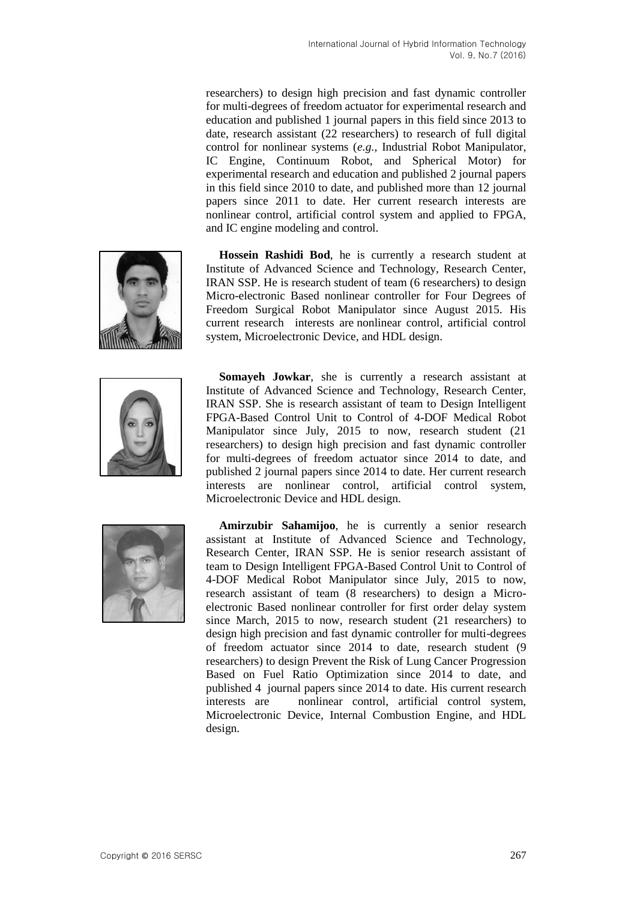researchers) to design high precision and fast dynamic controller for multi-degrees of freedom actuator for experimental research and education and published 1 journal papers in this field since 2013 to date, research assistant (22 researchers) to research of full digital control for nonlinear systems (*e.g.*, Industrial Robot Manipulator, IC Engine, Continuum Robot, and Spherical Motor) for experimental research and education and published 2 journal papers in this field since 2010 to date, and published more than 12 journal papers since 2011 to date. Her current research interests are nonlinear control, artificial control system and applied to FPGA, and IC engine modeling and control.

**Hossein Rashidi Bod**, he is currently a research student at Institute of Advanced Science and Technology, Research Center, IRAN SSP. He is research student of team (6 researchers) to design Micro-electronic Based nonlinear controller for Four Degrees of Freedom Surgical Robot Manipulator since August 2015. His current research interests are nonlinear control, artificial control system, Microelectronic Device, and HDL design.

**Somayeh Jowkar**, she is currently a research assistant at Institute of Advanced Science and Technology, Research Center, IRAN SSP. She is research assistant of team to Design Intelligent FPGA-Based Control Unit to Control of 4-DOF Medical Robot Manipulator since July, 2015 to now, research student (21 researchers) to design high precision and fast dynamic controller for multi-degrees of freedom actuator since 2014 to date, and published 2 journal papers since 2014 to date. Her current research interests are nonlinear control, artificial control system, Microelectronic Device and HDL design.

**Amirzubir Sahamijoo**, he is currently a senior research assistant at Institute of Advanced Science and Technology, Research Center, IRAN SSP. He is senior research assistant of team to Design Intelligent FPGA-Based Control Unit to Control of 4-DOF Medical Robot Manipulator since July, 2015 to now, research assistant of team (8 researchers) to design a Micro-electronic Based nonlinear controller for first order delay system since March, 2015 to now, research student (21 researchers) to design high precision and fast dynamic controller for multi-degrees of freedom actuator since 2014 to date, research student (9 researchers) to design Prevent the Risk of Lung Cancer Progression Based on Fuel Ratio Optimization since 2014 to date, and published 4 journal papers since 2014 to date. His current research interests are nonlinear control, artificial control system, Microelectronic Device, Internal Combustion Engine, and HDL design.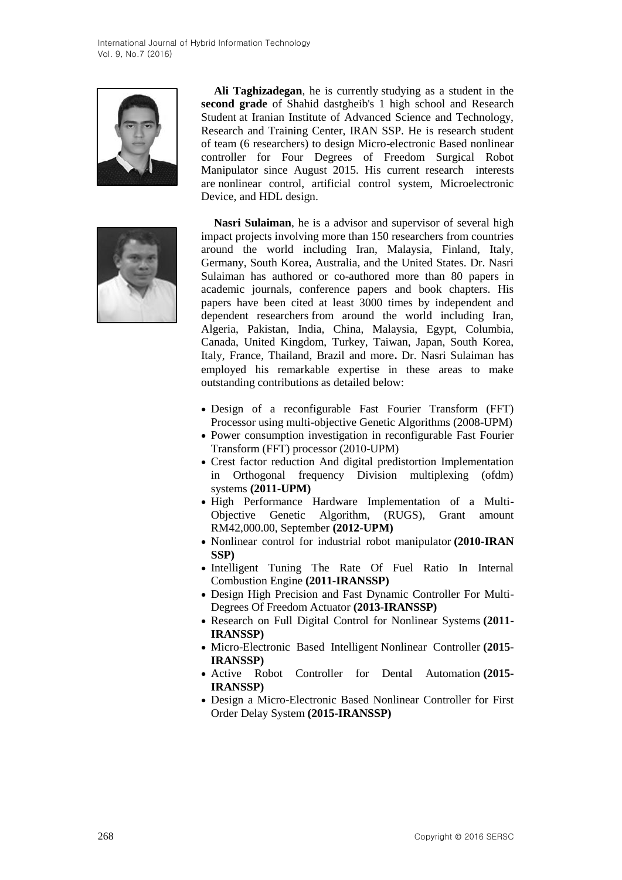**Ali Taghizadegan**, he is currently studying as a student in the **second grade** of Shahid dastgheib's 1 high school and Research Student at Iranian Institute of Advanced Science and Technology, Research and Training Center, IRAN SSP. He is research student of team (6 researchers) to design Micro-electronic Based nonlinear controller for Four Degrees of Freedom Surgical Robot Manipulator since August 2015. His current research interests are nonlinear control, artificial control system, Microelectronic Device, and HDL design.

**Nasri Sulaiman**, he is a advisor and supervisor of several high impact projects involving more than 150 researchers from countries around the world including Iran, Malaysia, Finland, Italy, Germany, South Korea, Australia, and the United States. Dr. Nasri Sulaiman has authored or co-authored more than 80 papers in academic journals, conference papers and book chapters. His papers have been cited at least 3000 times by independent and dependent researchers from around the world including Iran, Algeria, Pakistan, India, China, Malaysia, Egypt, Columbia, Canada, United Kingdom, Turkey, Taiwan, Japan, South Korea, Italy, France, Thailand, Brazil and more**.** Dr. Nasri Sulaiman has employed his remarkable expertise in these areas to make outstanding contributions as detailed below:

- Design of a reconfigurable Fast Fourier Transform (FFT) Processor using multi-objective Genetic Algorithms (2008-UPM)
- Power consumption investigation in reconfigurable Fast Fourier Transform (FFT) processor (2010-UPM)
- Crest factor reduction And digital predistortion Implementation in Orthogonal frequency Division multiplexing (ofdm) systems **(2011-UPM)**
- High Performance Hardware Implementation of a Multi-Objective Genetic Algorithm, (RUGS), Grant amount RM42,000.00, September **(2012-UPM)**
- Nonlinear control for industrial robot manipulator **(2010-IRAN SSP)**
- Intelligent Tuning The Rate Of Fuel Ratio In Internal Combustion Engine **(2011-IRANSSP)**
- Design High Precision and Fast Dynamic Controller For Multi-Degrees Of Freedom Actuator **(2013-IRANSSP)**
- Research on Full Digital Control for Nonlinear Systems **(2011-IRANSSP)**
- Micro-Electronic Based Intelligent Nonlinear Controller **(2015-IRANSSP)**
- Active Robot Controller for Dental Automation **(2015-IRANSSP)**
- Design a Micro-Electronic Based Nonlinear Controller for First Order Delay System **(2015-IRANSSP)**